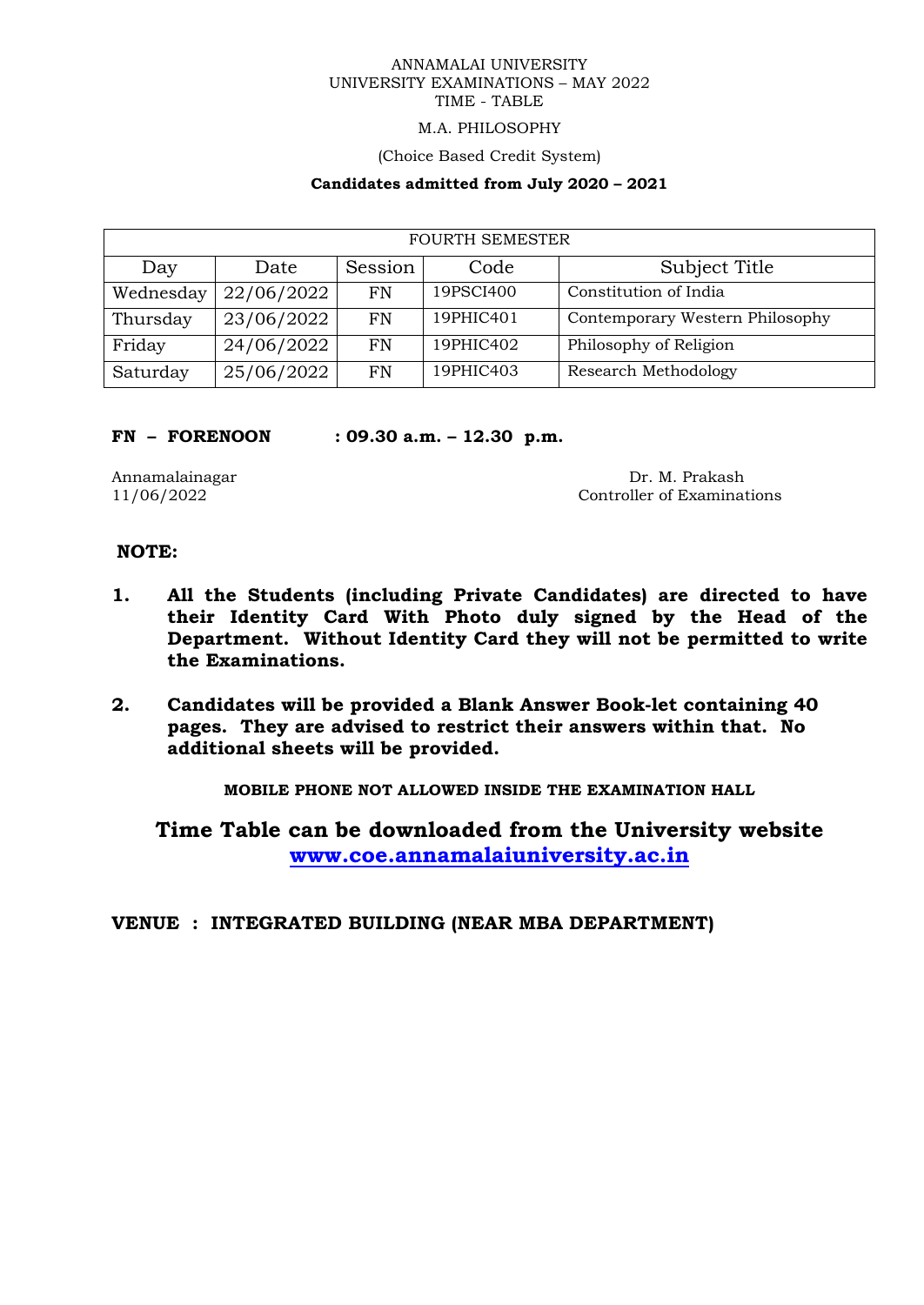ANNAMALAI UNIVERSITY
UNIVERSITY EXAMINATIONS – MAY 2022
TIME - TABLE

M.A. PHILOSOPHY

(Choice Based Credit System)

**Candidates admitted from July 2020 – 2021**

| FOURTH SEMESTER | | | | |
|---|---|---|---|---|
| Day | Date | Session | Code | Subject Title |
| Wednesday | 22/06/2022 | FN | 19PSCI400 | Constitution of India |
| Thursday | 23/06/2022 | FN | 19PHIC401 | Contemporary Western Philosophy |
| Friday | 24/06/2022 | FN | 19PHIC402 | Philosophy of Religion |
| Saturday | 25/06/2022 | FN | 19PHIC403 | Research Methodology |

**FN – FORENOON : 09.30 a.m. – 12.30 p.m.**

Annamalainagar
11/06/2022

Dr. M. Prakash
Controller of Examinations

**NOTE:**

1. **All the Students (including Private Candidates) are directed to have their Identity Card With Photo duly signed by the Head of the Department. Without Identity Card they will not be permitted to write the Examinations.**

2. **Candidates will be provided a Blank Answer Book-let containing 40 pages. They are advised to restrict their answers within that. No additional sheets will be provided.**

**MOBILE PHONE NOT ALLOWED INSIDE THE EXAMINATION HALL**

**Time Table can be downloaded from the University website www.coe.annamalaiuniversity.ac.in**

**VENUE : INTEGRATED BUILDING (NEAR MBA DEPARTMENT)**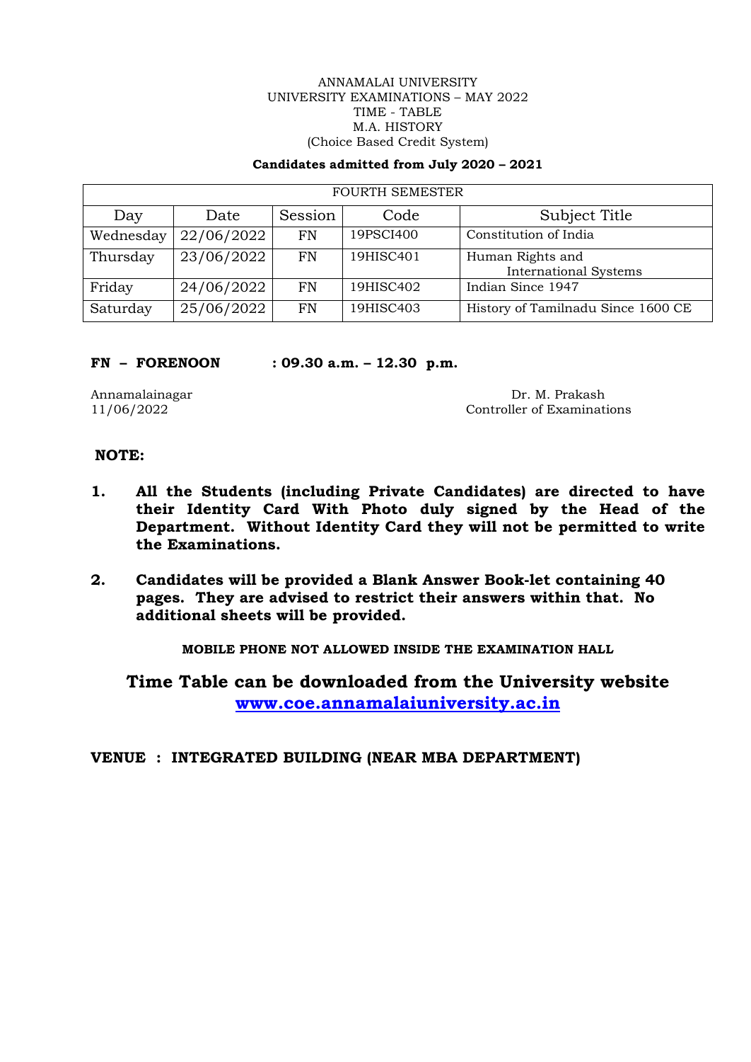ANNAMALAI UNIVERSITY
UNIVERSITY EXAMINATIONS – MAY 2022
TIME - TABLE
M.A. HISTORY
(Choice Based Credit System)

**Candidates admitted from July 2020 – 2021**

| FOURTH SEMESTER | | | | |
|---|---|---|---|---|
| Day | Date | Session | Code | Subject Title |
| Wednesday | 22/06/2022 | FN | 19PSCI400 | Constitution of India |
| Thursday | 23/06/2022 | FN | 19HISC401 | Human Rights and International Systems |
| Friday | 24/06/2022 | FN | 19HISC402 | Indian Since 1947 |
| Saturday | 25/06/2022 | FN | 19HISC403 | History of Tamilnadu Since 1600 CE |

**FN – FORENOON : 09.30 a.m. – 12.30 p.m.**

Annamalainagar
11/06/2022

Dr. M. Prakash
Controller of Examinations

**NOTE:**

1. **All the Students (including Private Candidates) are directed to have their Identity Card With Photo duly signed by the Head of the Department. Without Identity Card they will not be permitted to write the Examinations.**

2. **Candidates will be provided a Blank Answer Book-let containing 40 pages. They are advised to restrict their answers within that. No additional sheets will be provided.**

**MOBILE PHONE NOT ALLOWED INSIDE THE EXAMINATION HALL**

**Time Table can be downloaded from the University website [www.coe.annamalaiuniversity.ac.in](http://www.coe.annamalaiuniversity.ac.in)**

**VENUE : INTEGRATED BUILDING (NEAR MBA DEPARTMENT)**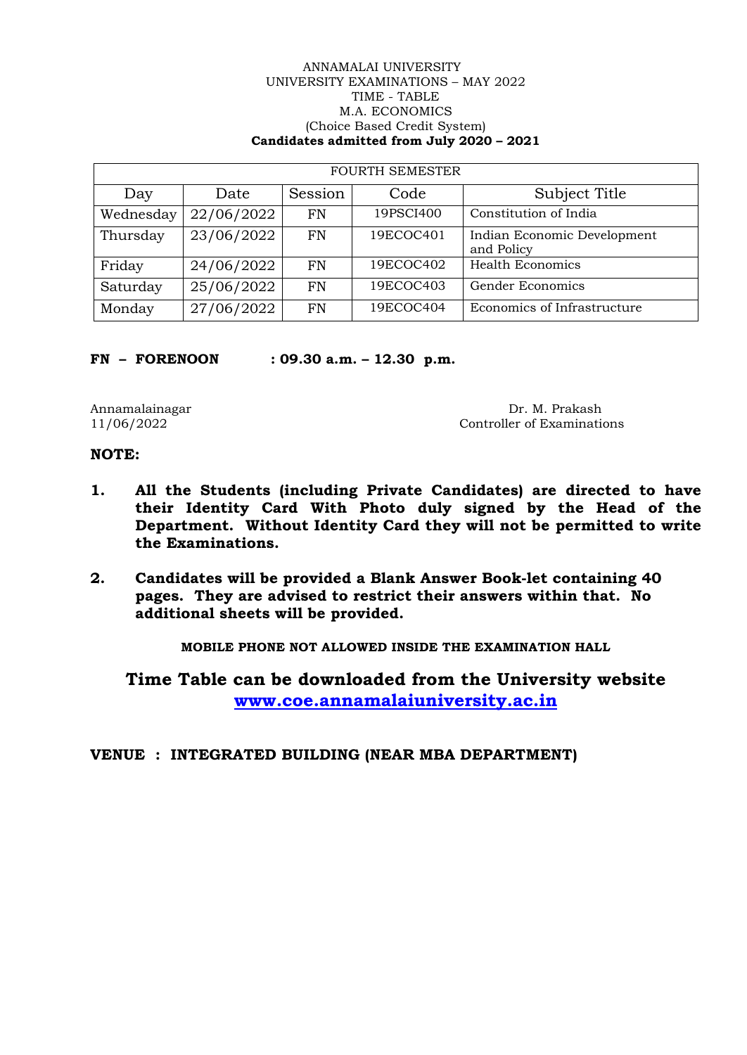ANNAMALAI UNIVERSITY
UNIVERSITY EXAMINATIONS – MAY 2022
TIME - TABLE
M.A. ECONOMICS
(Choice Based Credit System)
**Candidates admitted from July 2020 – 2021**

| FOURTH SEMESTER | | | | |
|---|---|---|---|---|
| Day | Date | Session | Code | Subject Title |
| Wednesday | 22/06/2022 | FN | 19PSCI400 | Constitution of India |
| Thursday | 23/06/2022 | FN | 19ECOC401 | Indian Economic Development and Policy |
| Friday | 24/06/2022 | FN | 19ECOC402 | Health Economics |
| Saturday | 25/06/2022 | FN | 19ECOC403 | Gender Economics |
| Monday | 27/06/2022 | FN | 19ECOC404 | Economics of Infrastructure |

**FN – FORENOON : 09.30 a.m. – 12.30 p.m.**

Annamalainagar
11/06/2022

Dr. M. Prakash
Controller of Examinations

**NOTE:**

1. **All the Students (including Private Candidates) are directed to have their Identity Card With Photo duly signed by the Head of the Department. Without Identity Card they will not be permitted to write the Examinations.**

2. **Candidates will be provided a Blank Answer Book-let containing 40 pages. They are advised to restrict their answers within that. No additional sheets will be provided.**

**MOBILE PHONE NOT ALLOWED INSIDE THE EXAMINATION HALL**

## Time Table can be downloaded from the University website [www.coe.annamalaiuniversity.ac.in](http://www.coe.annamalaiuniversity.ac.in)

**VENUE : INTEGRATED BUILDING (NEAR MBA DEPARTMENT)**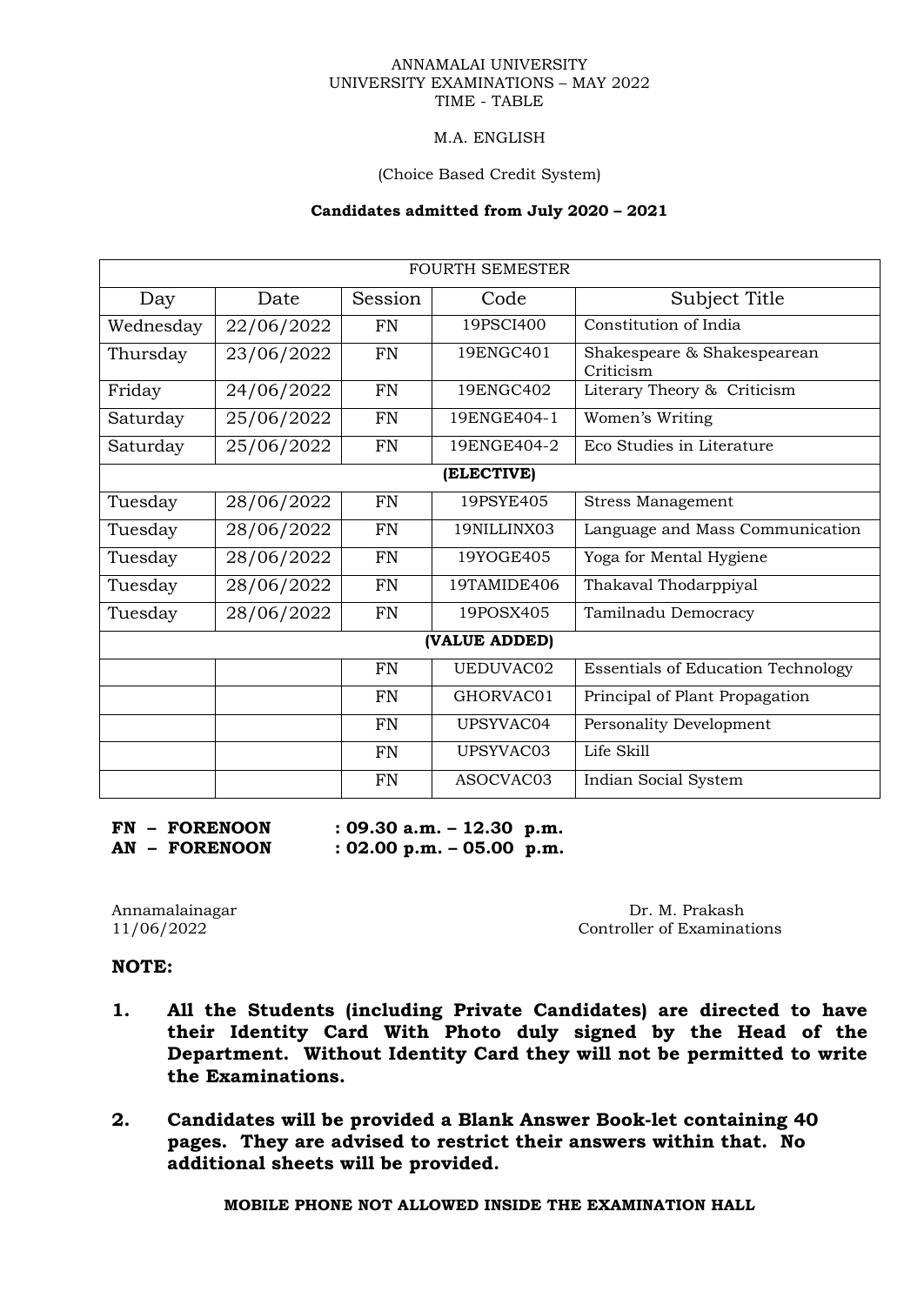ANNAMALAI UNIVERSITY
UNIVERSITY EXAMINATIONS – MAY 2022
TIME - TABLE

M.A. ENGLISH

(Choice Based Credit System)

**Candidates admitted from July 2020 – 2021**

| FOURTH SEMESTER | | | | |
|---|---|---|---|---|
| Day | Date | Session | Code | Subject Title |
| Wednesday | 22/06/2022 | FN | 19PSCI400 | Constitution of India |
| Thursday | 23/06/2022 | FN | 19ENGC401 | Shakespeare & Shakespearean Criticism |
| Friday | 24/06/2022 | FN | 19ENGC402 | Literary Theory & Criticism |
| Saturday | 25/06/2022 | FN | 19ENGE404-1 | Women's Writing |
| Saturday | 25/06/2022 | FN | 19ENGE404-2 | Eco Studies in Literature |
| **(ELECTIVE)** | | | | |
| Tuesday | 28/06/2022 | FN | 19PSYE405 | Stress Management |
| Tuesday | 28/06/2022 | FN | 19NILLINX03 | Language and Mass Communication |
| Tuesday | 28/06/2022 | FN | 19YOGE405 | Yoga for Mental Hygiene |
| Tuesday | 28/06/2022 | FN | 19TAMIDE406 | Thakaval Thodarppiyal |
| Tuesday | 28/06/2022 | FN | 19POSX405 | Tamilnadu Democracy |
| **(VALUE ADDED)** | | | | |
| | | FN | UEDUVAC02 | Essentials of Education Technology |
| | | FN | GHORVAC01 | Principal of Plant Propagation |
| | | FN | UPSYVAC04 | Personality Development |
| | | FN | UPSYVAC03 | Life Skill |
| | | FN | ASOCVAC03 | Indian Social System |

**FN – FORENOON : 09.30 a.m. – 12.30 p.m.**
**AN – FORENOON : 02.00 p.m. – 05.00 p.m.**

Annamalainagar
11/06/2022

Dr. M. Prakash
Controller of Examinations

**NOTE:**

1. **All the Students (including Private Candidates) are directed to have their Identity Card With Photo duly signed by the Head of the Department. Without Identity Card they will not be permitted to write the Examinations.**

2. **Candidates will be provided a Blank Answer Book-let containing 40 pages. They are advised to restrict their answers within that. No additional sheets will be provided.**

**MOBILE PHONE NOT ALLOWED INSIDE THE EXAMINATION HALL**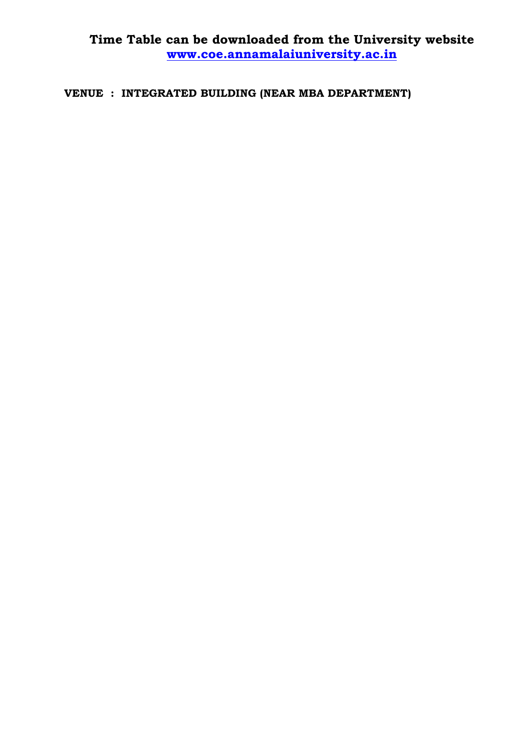**Time Table can be downloaded from the University website**
**[www.coe.annamalaiuniversity.ac.in](http://www.coe.annamalaiuniversity.ac.in)**

**VENUE : INTEGRATED BUILDING (NEAR MBA DEPARTMENT)**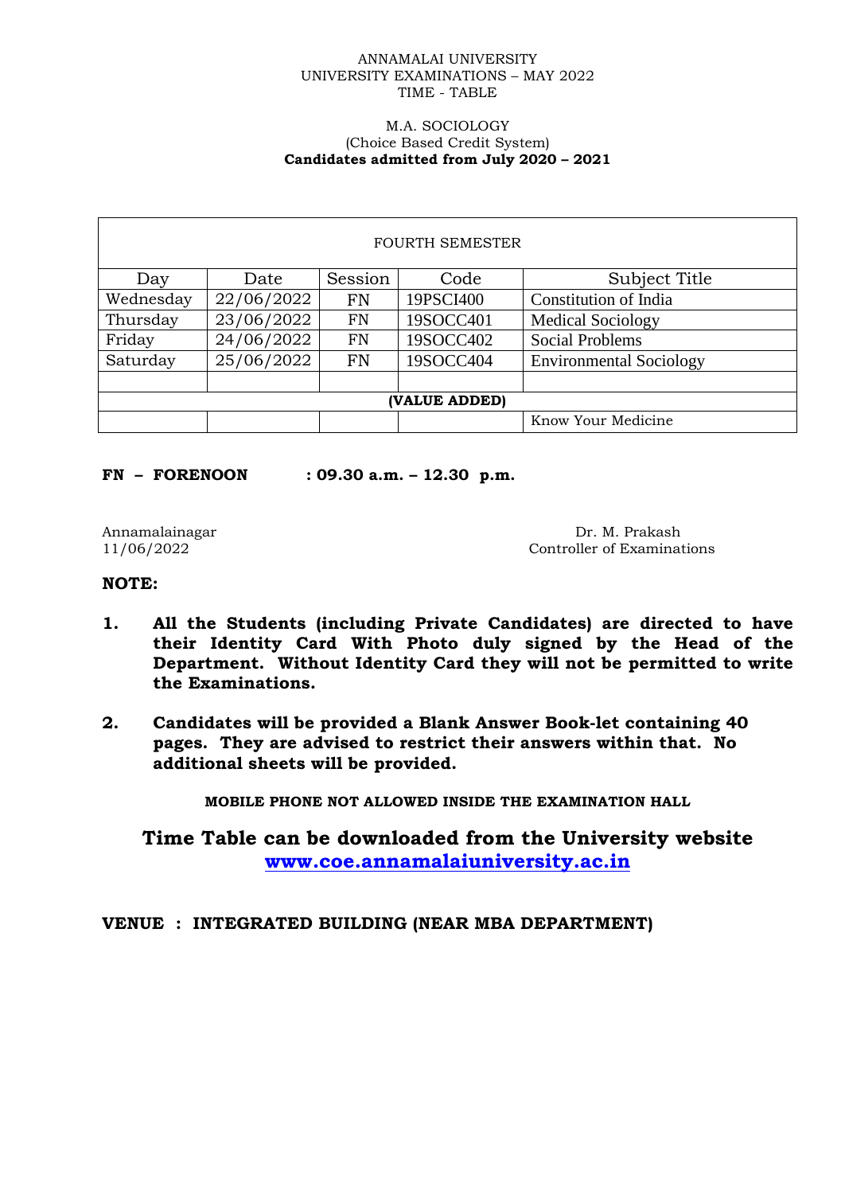ANNAMALAI UNIVERSITY
UNIVERSITY EXAMINATIONS – MAY 2022
TIME - TABLE

M.A. SOCIOLOGY
(Choice Based Credit System)
**Candidates admitted from July 2020 – 2021**

| FOURTH SEMESTER | | | | |
|---|---|---|---|---|
| Day | Date | Session | Code | Subject Title |
| Wednesday | 22/06/2022 | FN | 19PSCI400 | Constitution of India |
| Thursday | 23/06/2022 | FN | 19SOCC401 | Medical Sociology |
| Friday | 24/06/2022 | FN | 19SOCC402 | Social Problems |
| Saturday | 25/06/2022 | FN | 19SOCC404 | Environmental Sociology |
| | | | | |
| **(VALUE ADDED)** | | | | |
| | | | | Know Your Medicine |

**FN – FORENOON : 09.30 a.m. – 12.30 p.m.**

Annamalainagar
11/06/2022

Dr. M. Prakash
Controller of Examinations

**NOTE:**

1. **All the Students (including Private Candidates) are directed to have their Identity Card With Photo duly signed by the Head of the Department. Without Identity Card they will not be permitted to write the Examinations.**

2. **Candidates will be provided a Blank Answer Book-let containing 40 pages. They are advised to restrict their answers within that. No additional sheets will be provided.**

**MOBILE PHONE NOT ALLOWED INSIDE THE EXAMINATION HALL**

**Time Table can be downloaded from the University website [www.coe.annamalaiuniversity.ac.in](http://www.coe.annamalaiuniversity.ac.in)**

**VENUE : INTEGRATED BUILDING (NEAR MBA DEPARTMENT)**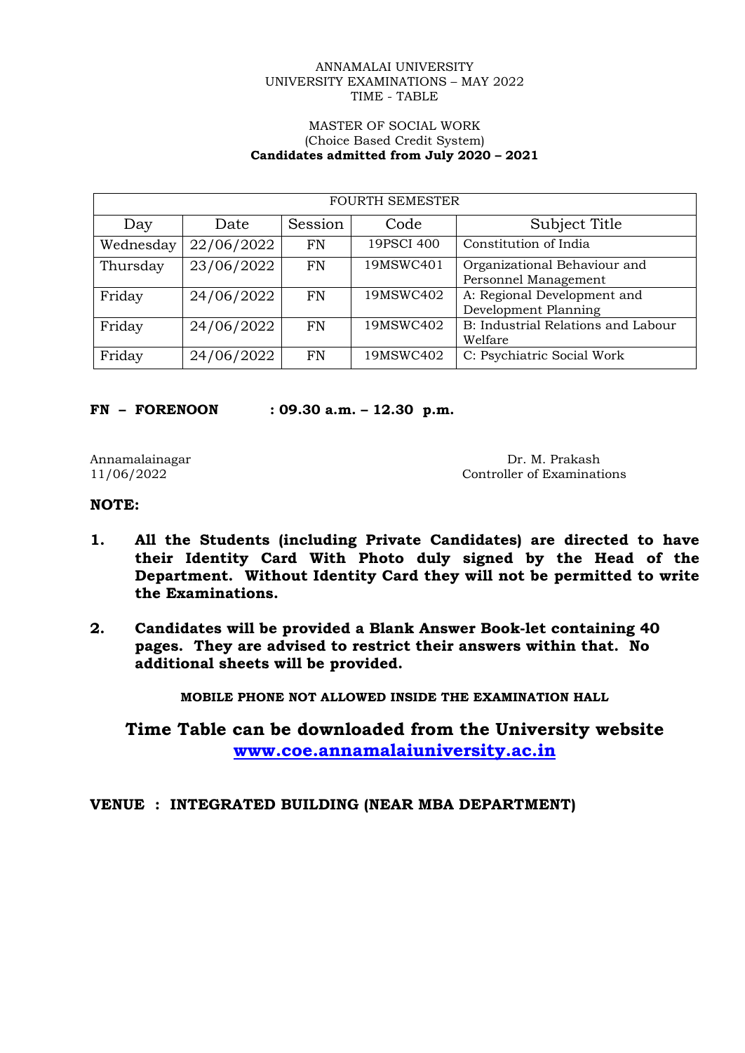ANNAMALAI UNIVERSITY
UNIVERSITY EXAMINATIONS – MAY 2022
TIME - TABLE

MASTER OF SOCIAL WORK
(Choice Based Credit System)
**Candidates admitted from July 2020 – 2021**

| FOURTH SEMESTER | | | | |
|---|---|---|---|---|
| Day | Date | Session | Code | Subject Title |
| Wednesday | 22/06/2022 | FN | 19PSCI 400 | Constitution of India |
| Thursday | 23/06/2022 | FN | 19MSWC401 | Organizational Behaviour and Personnel Management |
| Friday | 24/06/2022 | FN | 19MSWC402 | A: Regional Development and Development Planning |
| Friday | 24/06/2022 | FN | 19MSWC402 | B: Industrial Relations and Labour Welfare |
| Friday | 24/06/2022 | FN | 19MSWC402 | C: Psychiatric Social Work |

**FN – FORENOON : 09.30 a.m. – 12.30 p.m.**

Annamalainagar
11/06/2022

Dr. M. Prakash
Controller of Examinations

**NOTE:**

1. **All the Students (including Private Candidates) are directed to have their Identity Card With Photo duly signed by the Head of the Department. Without Identity Card they will not be permitted to write the Examinations.**
2. **Candidates will be provided a Blank Answer Book-let containing 40 pages. They are advised to restrict their answers within that. No additional sheets will be provided.**

**MOBILE PHONE NOT ALLOWED INSIDE THE EXAMINATION HALL**

**Time Table can be downloaded from the University website www.coe.annamalaiuniversity.ac.in**

**VENUE : INTEGRATED BUILDING (NEAR MBA DEPARTMENT)**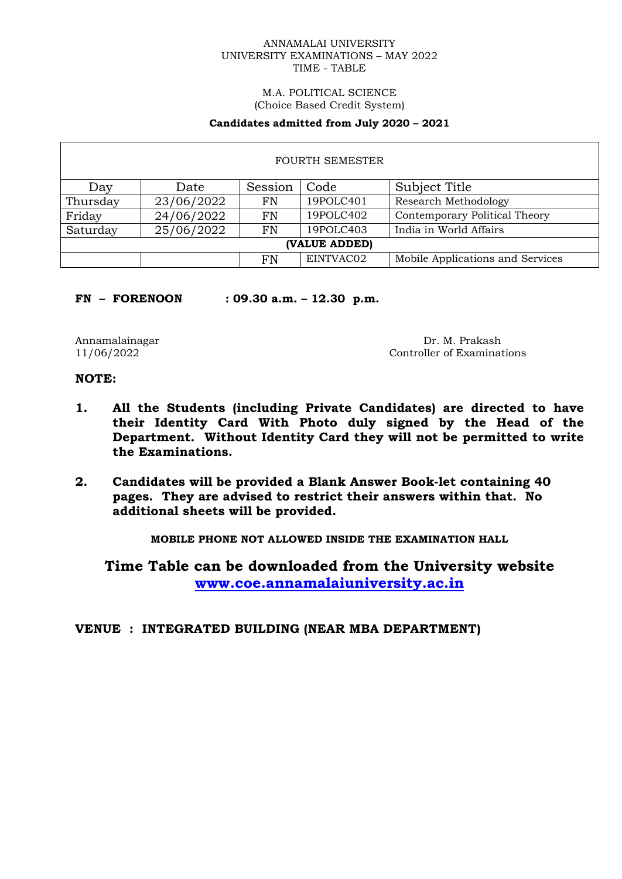ANNAMALAI UNIVERSITY
UNIVERSITY EXAMINATIONS – MAY 2022
TIME - TABLE

M.A. POLITICAL SCIENCE
(Choice Based Credit System)

**Candidates admitted from July 2020 – 2021**

| FOURTH SEMESTER | | | | |
|---|---|---|---|---|
| Day | Date | Session | Code | Subject Title |
| Thursday | 23/06/2022 | FN | 19POLC401 | Research Methodology |
| Friday | 24/06/2022 | FN | 19POLC402 | Contemporary Political Theory |
| Saturday | 25/06/2022 | FN | 19POLC403 | India in World Affairs |
| **(VALUE ADDED)** | | | | |
| | | FN | EINTVAC02 | Mobile Applications and Services |

**FN – FORENOON : 09.30 a.m. – 12.30 p.m.**

Annamalainagar
11/06/2022

Dr. M. Prakash
Controller of Examinations

**NOTE:**

1. **All the Students (including Private Candidates) are directed to have their Identity Card With Photo duly signed by the Head of the Department. Without Identity Card they will not be permitted to write the Examinations.**

2. **Candidates will be provided a Blank Answer Book-let containing 40 pages. They are advised to restrict their answers within that. No additional sheets will be provided.**

**MOBILE PHONE NOT ALLOWED INSIDE THE EXAMINATION HALL**

**Time Table can be downloaded from the University website [www.coe.annamalaiuniversity.ac.in](http://www.coe.annamalaiuniversity.ac.in)**

**VENUE : INTEGRATED BUILDING (NEAR MBA DEPARTMENT)**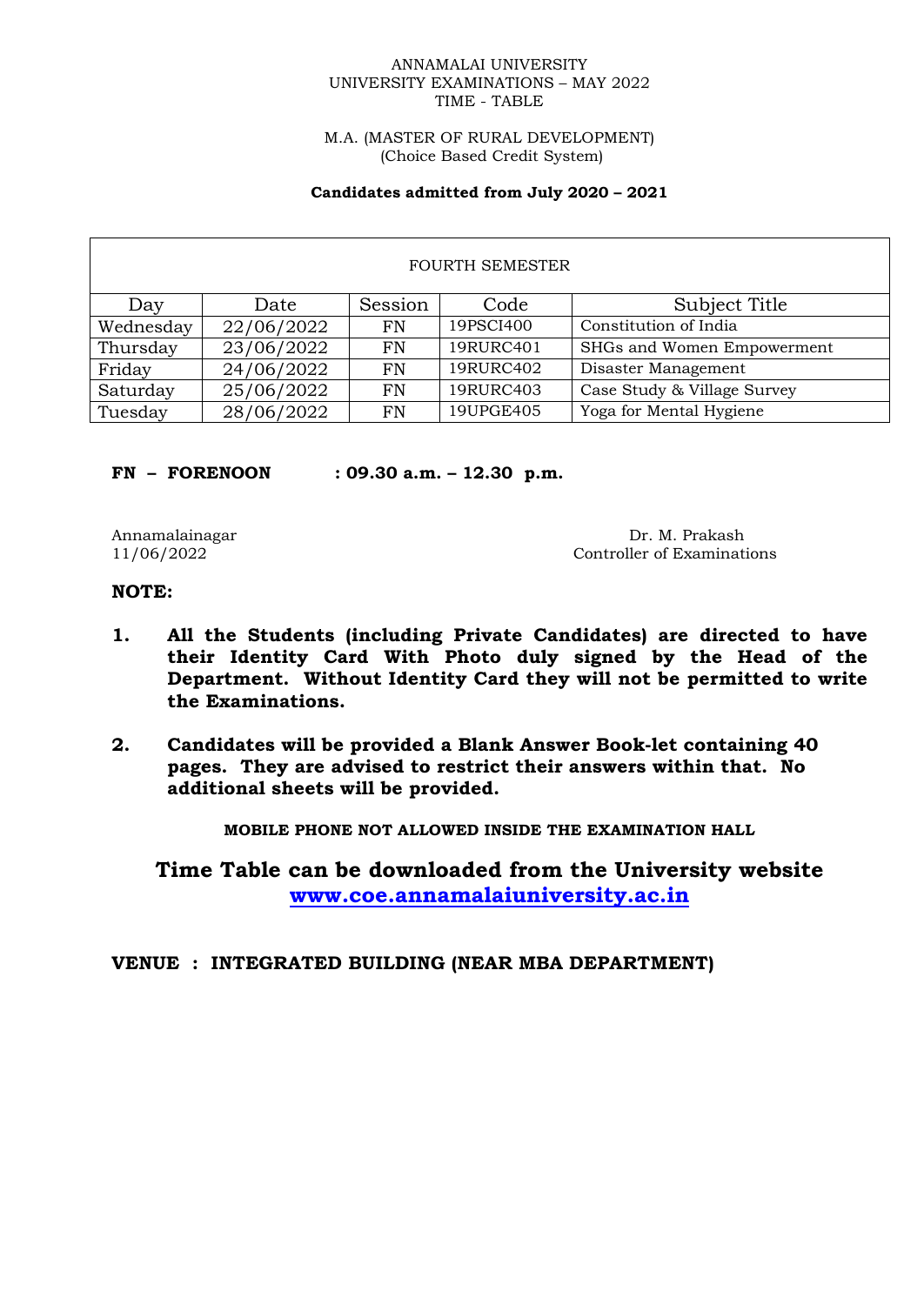ANNAMALAI UNIVERSITY
UNIVERSITY EXAMINATIONS – MAY 2022
TIME - TABLE

M.A. (MASTER OF RURAL DEVELOPMENT)
(Choice Based Credit System)

**Candidates admitted from July 2020 – 2021**

| FOURTH SEMESTER | | | | |
|---|---|---|---|---|
| Day | Date | Session | Code | Subject Title |
| Wednesday | 22/06/2022 | FN | 19PSCI400 | Constitution of India |
| Thursday | 23/06/2022 | FN | 19RURC401 | SHGs and Women Empowerment |
| Friday | 24/06/2022 | FN | 19RURC402 | Disaster Management |
| Saturday | 25/06/2022 | FN | 19RURC403 | Case Study & Village Survey |
| Tuesday | 28/06/2022 | FN | 19UPGE405 | Yoga for Mental Hygiene |

**FN – FORENOON : 09.30 a.m. – 12.30 p.m.**

Annamalainagar
11/06/2022

Dr. M. Prakash
Controller of Examinations

**NOTE:**

1. **All the Students (including Private Candidates) are directed to have their Identity Card With Photo duly signed by the Head of the Department. Without Identity Card they will not be permitted to write the Examinations.**
2. **Candidates will be provided a Blank Answer Book-let containing 40 pages. They are advised to restrict their answers within that. No additional sheets will be provided.**

**MOBILE PHONE NOT ALLOWED INSIDE THE EXAMINATION HALL**

**Time Table can be downloaded from the University website [www.coe.annamalaiuniversity.ac.in](www.coe.annamalaiuniversity.ac.in)**

**VENUE : INTEGRATED BUILDING (NEAR MBA DEPARTMENT)**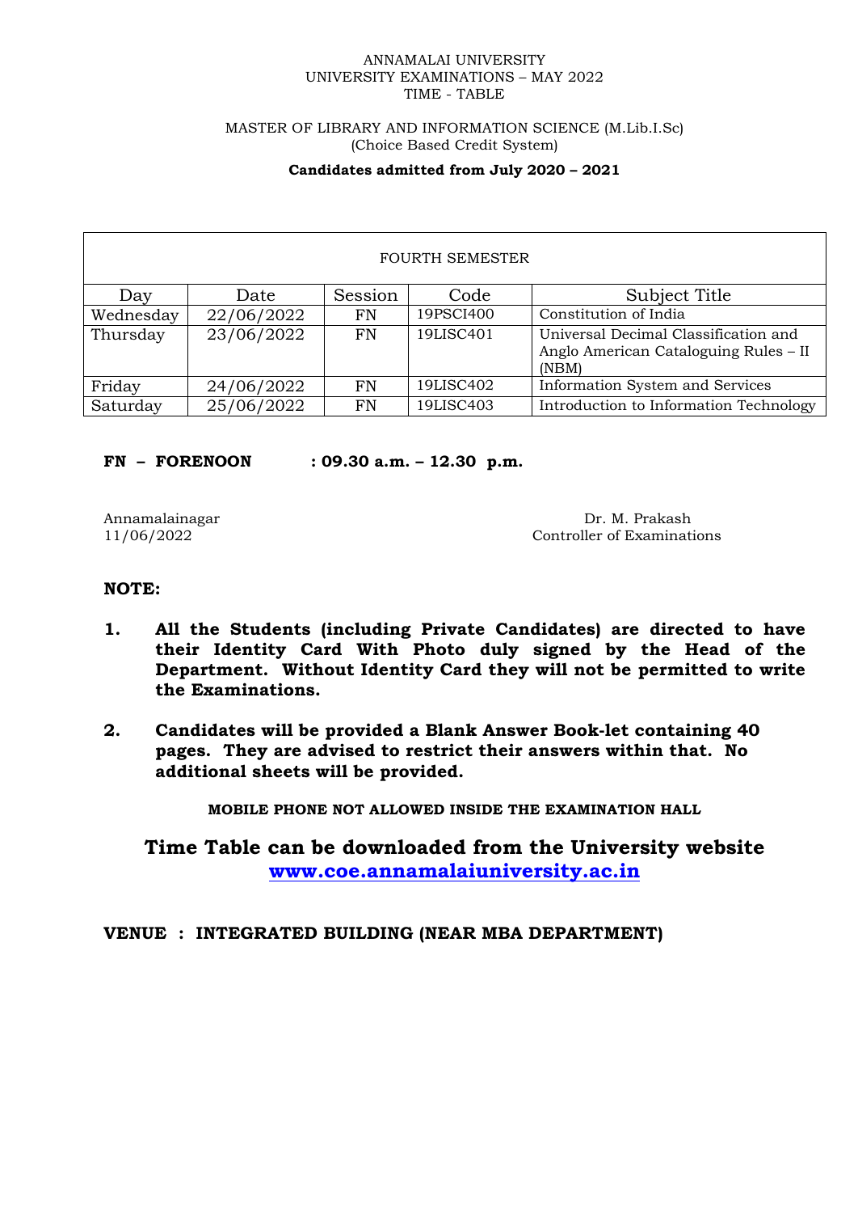ANNAMALAI UNIVERSITY
UNIVERSITY EXAMINATIONS – MAY 2022
TIME - TABLE

MASTER OF LIBRARY AND INFORMATION SCIENCE (M.Lib.I.Sc)
(Choice Based Credit System)

**Candidates admitted from July 2020 – 2021**

| FOURTH SEMESTER | | | | |
|---|---|---|---|---|
| Day | Date | Session | Code | Subject Title |
| Wednesday | 22/06/2022 | FN | 19PSCI400 | Constitution of India |
| Thursday | 23/06/2022 | FN | 19LISC401 | Universal Decimal Classification and Anglo American Cataloguing Rules – II (NBM) |
| Friday | 24/06/2022 | FN | 19LISC402 | Information System and Services |
| Saturday | 25/06/2022 | FN | 19LISC403 | Introduction to Information Technology |

**FN – FORENOON : 09.30 a.m. – 12.30 p.m.**

Annamalainagar
11/06/2022

Dr. M. Prakash
Controller of Examinations

**NOTE:**

1. **All the Students (including Private Candidates) are directed to have their Identity Card With Photo duly signed by the Head of the Department. Without Identity Card they will not be permitted to write the Examinations.**

2. **Candidates will be provided a Blank Answer Book-let containing 40 pages. They are advised to restrict their answers within that. No additional sheets will be provided.**

**MOBILE PHONE NOT ALLOWED INSIDE THE EXAMINATION HALL**

**Time Table can be downloaded from the University website [www.coe.annamalaiuniversity.ac.in](http://www.coe.annamalaiuniversity.ac.in)**

**VENUE : INTEGRATED BUILDING (NEAR MBA DEPARTMENT)**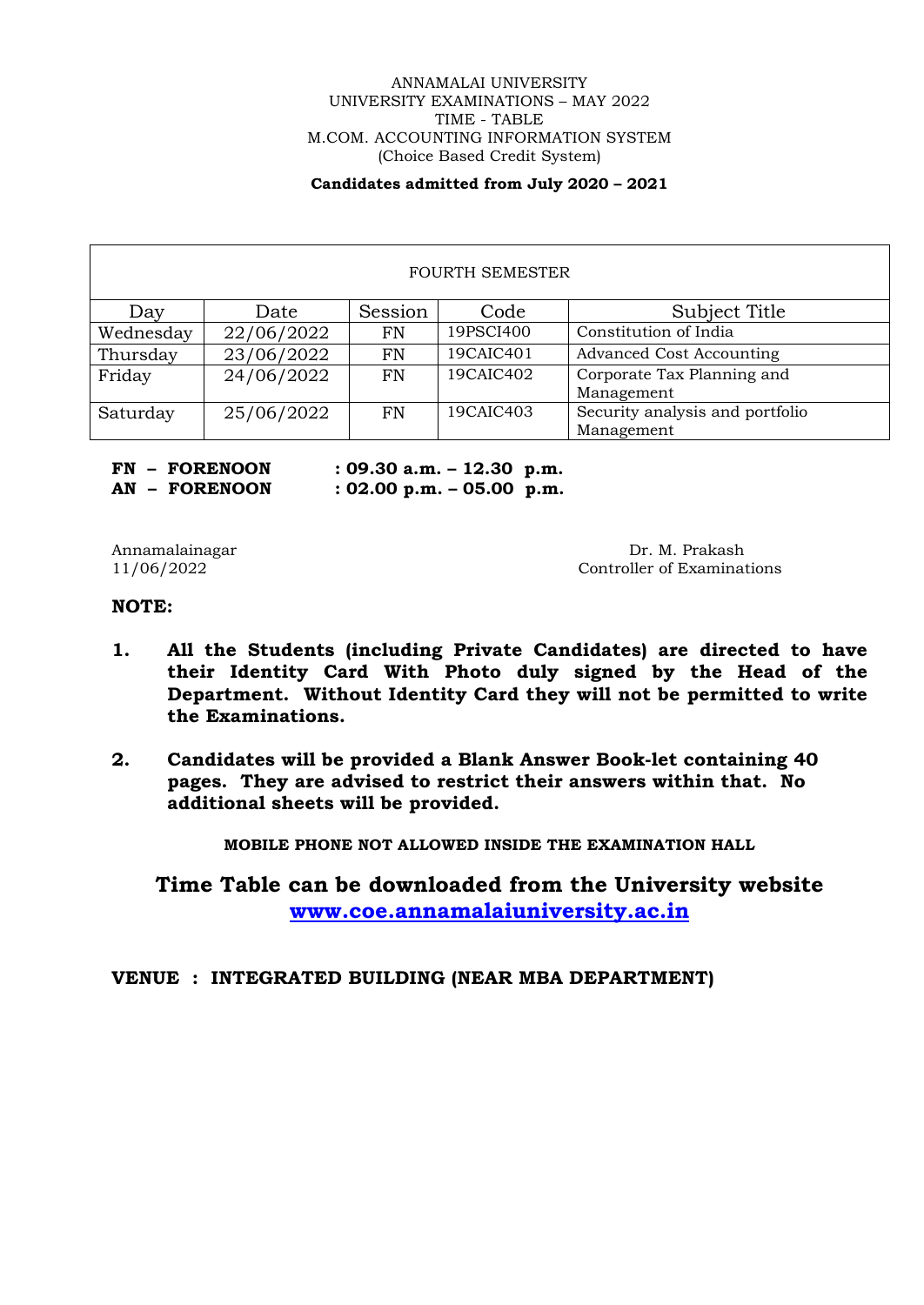ANNAMALAI UNIVERSITY
UNIVERSITY EXAMINATIONS – MAY 2022
TIME - TABLE
M.COM. ACCOUNTING INFORMATION SYSTEM
(Choice Based Credit System)

**Candidates admitted from July 2020 – 2021**

| FOURTH SEMESTER | | | | |
|---|---|---|---|---|
| Day | Date | Session | Code | Subject Title |
| Wednesday | 22/06/2022 | FN | 19PSCI400 | Constitution of India |
| Thursday | 23/06/2022 | FN | 19CAIC401 | Advanced Cost Accounting |
| Friday | 24/06/2022 | FN | 19CAIC402 | Corporate Tax Planning and Management |
| Saturday | 25/06/2022 | FN | 19CAIC403 | Security analysis and portfolio Management |

**FN – FORENOON : 09.30 a.m. – 12.30 p.m.**
**AN – FORENOON : 02.00 p.m. – 05.00 p.m.**

Annamalainagar
11/06/2022

Dr. M. Prakash
Controller of Examinations

**NOTE:**

1. **All the Students (including Private Candidates) are directed to have their Identity Card With Photo duly signed by the Head of the Department. Without Identity Card they will not be permitted to write the Examinations.**

2. **Candidates will be provided a Blank Answer Book-let containing 40 pages. They are advised to restrict their answers within that. No additional sheets will be provided.**

**MOBILE PHONE NOT ALLOWED INSIDE THE EXAMINATION HALL**

**Time Table can be downloaded from the University website [www.coe.annamalaiuniversity.ac.in](http://www.coe.annamalaiuniversity.ac.in)**

**VENUE : INTEGRATED BUILDING (NEAR MBA DEPARTMENT)**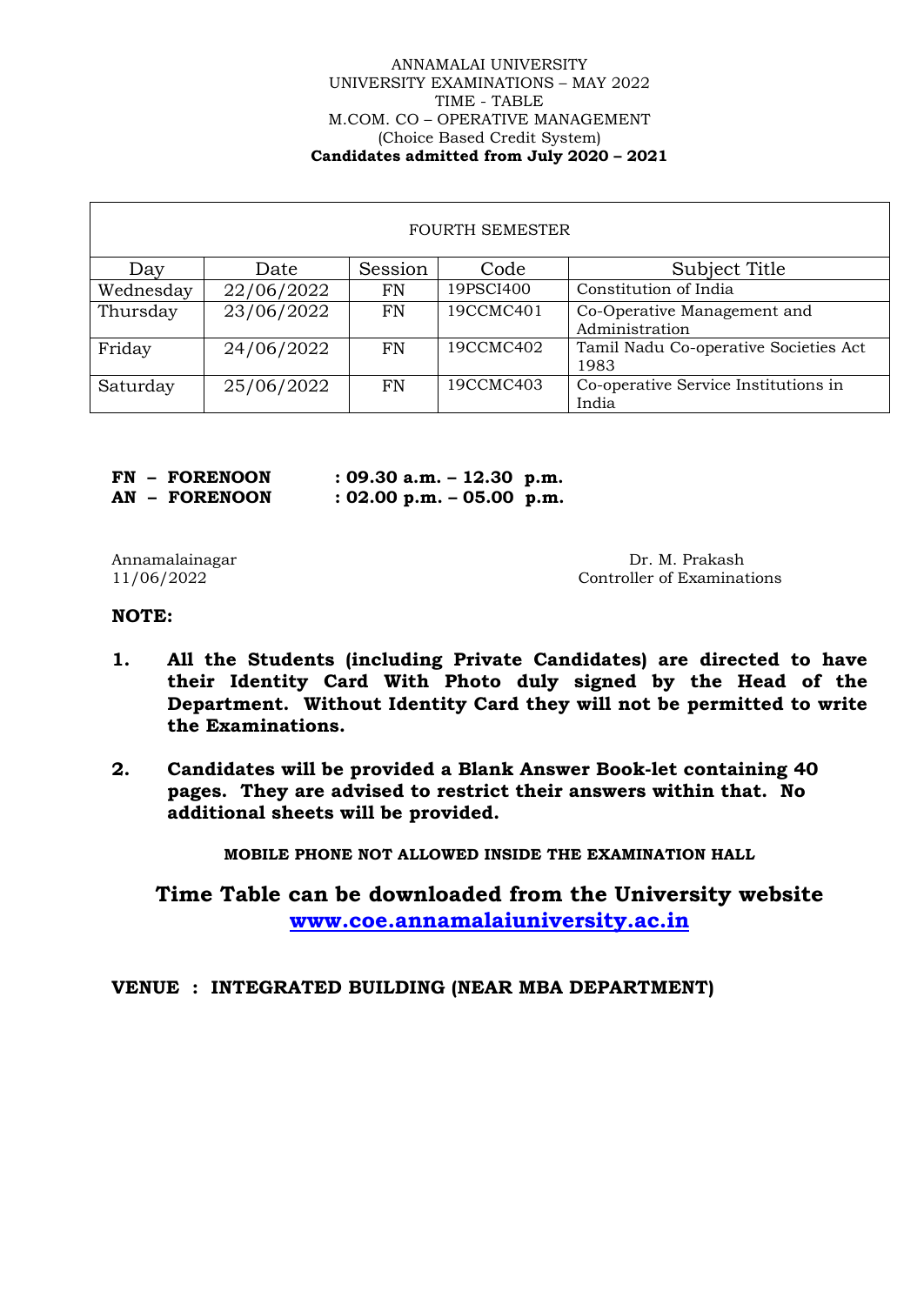ANNAMALAI UNIVERSITY
UNIVERSITY EXAMINATIONS – MAY 2022
TIME - TABLE
M.COM. CO – OPERATIVE MANAGEMENT
(Choice Based Credit System)
**Candidates admitted from July 2020 – 2021**

| FOURTH SEMESTER | | | | |
|---|---|---|---|---|
| Day | Date | Session | Code | Subject Title |
| Wednesday | 22/06/2022 | FN | 19PSCI400 | Constitution of India |
| Thursday | 23/06/2022 | FN | 19CCMC401 | Co-Operative Management and Administration |
| Friday | 24/06/2022 | FN | 19CCMC402 | Tamil Nadu Co-operative Societies Act 1983 |
| Saturday | 25/06/2022 | FN | 19CCMC403 | Co-operative Service Institutions in India |

**FN – FORENOON : 09.30 a.m. – 12.30 p.m.**
**AN – FORENOON : 02.00 p.m. – 05.00 p.m.**

Annamalainagar
11/06/2022

Dr. M. Prakash
Controller of Examinations

**NOTE:**

1. **All the Students (including Private Candidates) are directed to have their Identity Card With Photo duly signed by the Head of the Department. Without Identity Card they will not be permitted to write the Examinations.**

2. **Candidates will be provided a Blank Answer Book-let containing 40 pages. They are advised to restrict their answers within that. No additional sheets will be provided.**

**MOBILE PHONE NOT ALLOWED INSIDE THE EXAMINATION HALL**

**Time Table can be downloaded from the University website [www.coe.annamalaiuniversity.ac.in](http://www.coe.annamalaiuniversity.ac.in)**

**VENUE : INTEGRATED BUILDING (NEAR MBA DEPARTMENT)**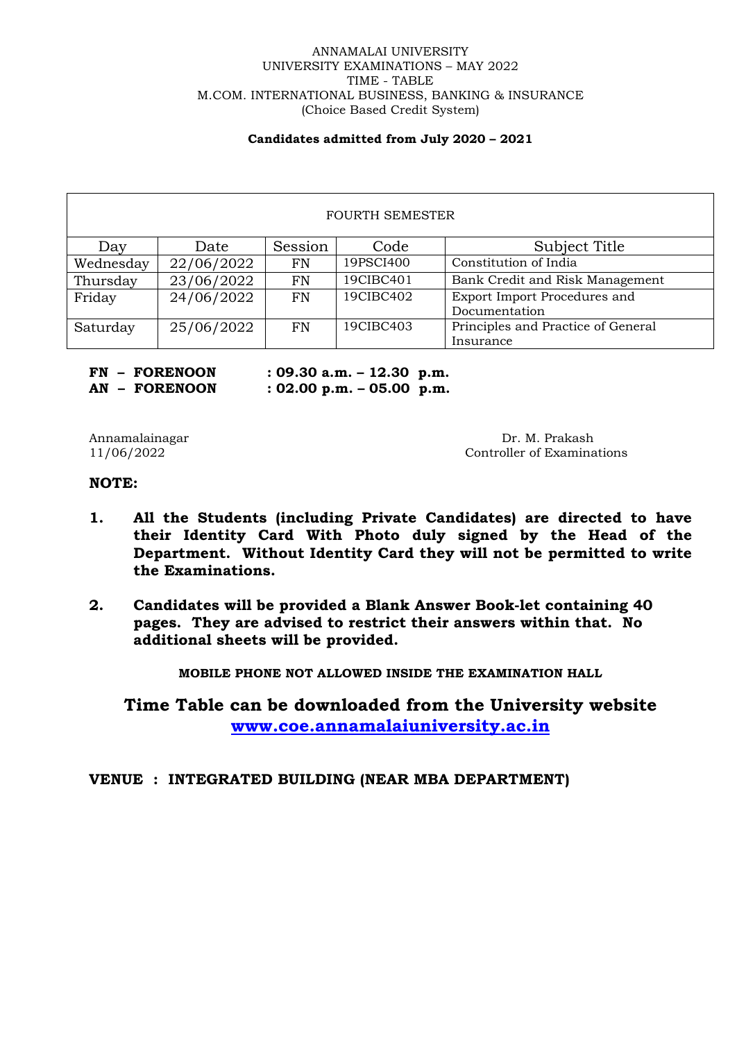ANNAMALAI UNIVERSITY
UNIVERSITY EXAMINATIONS – MAY 2022
TIME - TABLE
M.COM. INTERNATIONAL BUSINESS, BANKING & INSURANCE
(Choice Based Credit System)

**Candidates admitted from July 2020 – 2021**

| FOURTH SEMESTER | | | | |
|---|---|---|---|---|
| Day | Date | Session | Code | Subject Title |
| Wednesday | 22/06/2022 | FN | 19PSCI400 | Constitution of India |
| Thursday | 23/06/2022 | FN | 19CIBC401 | Bank Credit and Risk Management |
| Friday | 24/06/2022 | FN | 19CIBC402 | Export Import Procedures and Documentation |
| Saturday | 25/06/2022 | FN | 19CIBC403 | Principles and Practice of General Insurance |

**FN – FORENOON : 09.30 a.m. – 12.30 p.m.**
**AN – FORENOON : 02.00 p.m. – 05.00 p.m.**

Annamalainagar
11/06/2022

Dr. M. Prakash
Controller of Examinations

**NOTE:**

1. **All the Students (including Private Candidates) are directed to have their Identity Card With Photo duly signed by the Head of the Department. Without Identity Card they will not be permitted to write the Examinations.**

2. **Candidates will be provided a Blank Answer Book-let containing 40 pages. They are advised to restrict their answers within that. No additional sheets will be provided.**

**MOBILE PHONE NOT ALLOWED INSIDE THE EXAMINATION HALL**

**Time Table can be downloaded from the University website [www.coe.annamalaiuniversity.ac.in](http://www.coe.annamalaiuniversity.ac.in)**

**VENUE : INTEGRATED BUILDING (NEAR MBA DEPARTMENT)**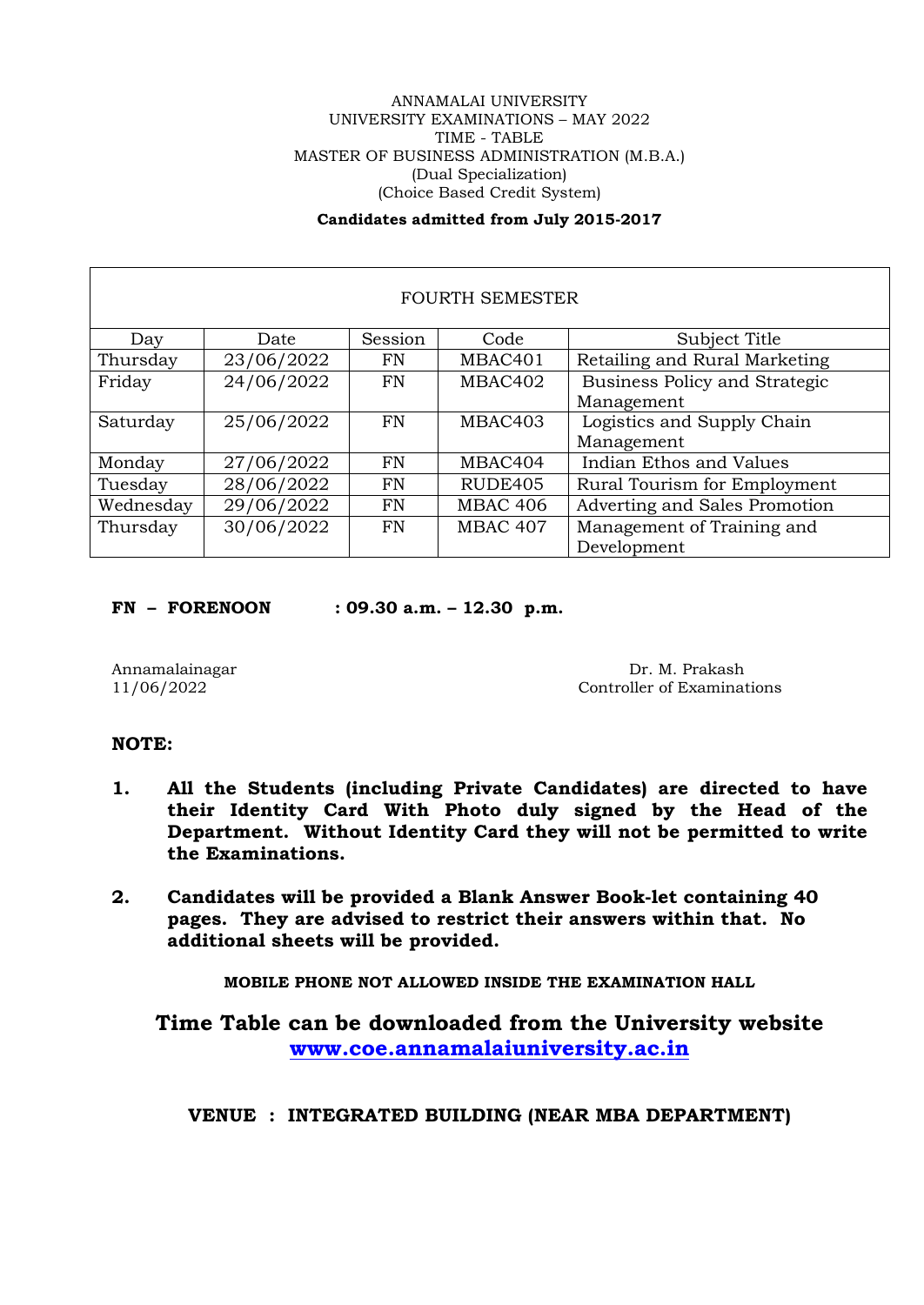ANNAMALAI UNIVERSITY
UNIVERSITY EXAMINATIONS – MAY 2022
TIME - TABLE
MASTER OF BUSINESS ADMINISTRATION (M.B.A.)
(Dual Specialization)
(Choice Based Credit System)

**Candidates admitted from July 2015-2017**

| FOURTH SEMESTER | | | | |
|---|---|---|---|---|
| Day | Date | Session | Code | Subject Title |
| Thursday | 23/06/2022 | FN | MBAC401 | Retailing and Rural Marketing |
| Friday | 24/06/2022 | FN | MBAC402 | Business Policy and Strategic Management |
| Saturday | 25/06/2022 | FN | MBAC403 | Logistics and Supply Chain Management |
| Monday | 27/06/2022 | FN | MBAC404 | Indian Ethos and Values |
| Tuesday | 28/06/2022 | FN | RUDE405 | Rural Tourism for Employment |
| Wednesday | 29/06/2022 | FN | MBAC 406 | Adverting and Sales Promotion |
| Thursday | 30/06/2022 | FN | MBAC 407 | Management of Training and Development |

**FN – FORENOON : 09.30 a.m. – 12.30 p.m.**

Annamalainagar
11/06/2022

Dr. M. Prakash
Controller of Examinations

**NOTE:**

1. **All the Students (including Private Candidates) are directed to have their Identity Card With Photo duly signed by the Head of the Department. Without Identity Card they will not be permitted to write the Examinations.**

2. **Candidates will be provided a Blank Answer Book-let containing 40 pages. They are advised to restrict their answers within that. No additional sheets will be provided.**

**MOBILE PHONE NOT ALLOWED INSIDE THE EXAMINATION HALL**

**Time Table can be downloaded from the University website www.coe.annamalaiuniversity.ac.in**

**VENUE : INTEGRATED BUILDING (NEAR MBA DEPARTMENT)**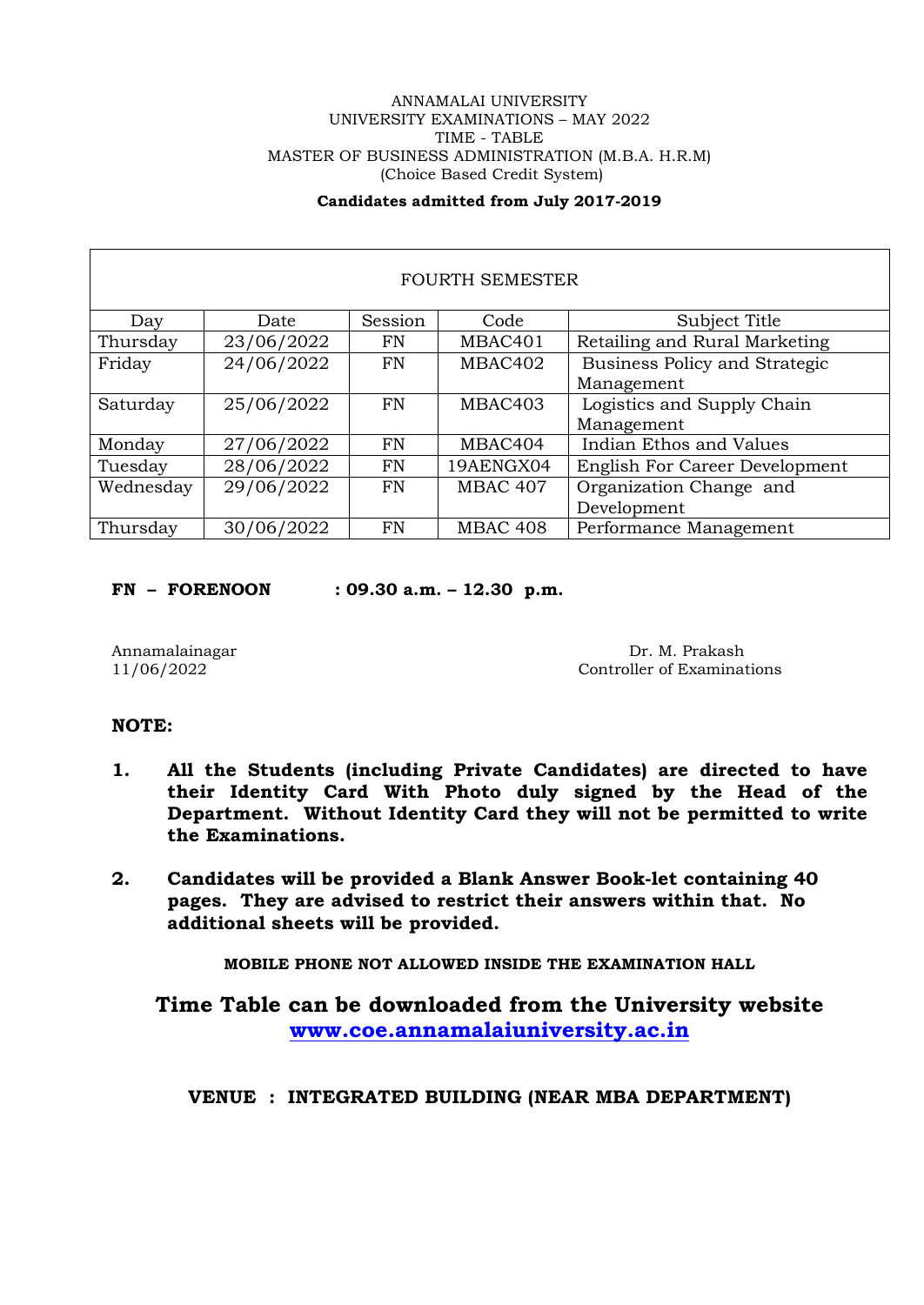ANNAMALAI UNIVERSITY
UNIVERSITY EXAMINATIONS – MAY 2022
TIME - TABLE
MASTER OF BUSINESS ADMINISTRATION (M.B.A. H.R.M)
(Choice Based Credit System)

**Candidates admitted from July 2017-2019**

| FOURTH SEMESTER | | | | |
|---|---|---|---|---|
| Day | Date | Session | Code | Subject Title |
| Thursday | 23/06/2022 | FN | MBAC401 | Retailing and Rural Marketing |
| Friday | 24/06/2022 | FN | MBAC402 | Business Policy and Strategic Management |
| Saturday | 25/06/2022 | FN | MBAC403 | Logistics and Supply Chain Management |
| Monday | 27/06/2022 | FN | MBAC404 | Indian Ethos and Values |
| Tuesday | 28/06/2022 | FN | 19AENGX04 | English For Career Development |
| Wednesday | 29/06/2022 | FN | MBAC 407 | Organization Change and Development |
| Thursday | 30/06/2022 | FN | MBAC 408 | Performance Management |

**FN – FORENOON : 09.30 a.m. – 12.30 p.m.**

Annamalainagar
11/06/2022

Dr. M. Prakash
Controller of Examinations

**NOTE:**

1. **All the Students (including Private Candidates) are directed to have their Identity Card With Photo duly signed by the Head of the Department. Without Identity Card they will not be permitted to write the Examinations.**
2. **Candidates will be provided a Blank Answer Book-let containing 40 pages. They are advised to restrict their answers within that. No additional sheets will be provided.**

**MOBILE PHONE NOT ALLOWED INSIDE THE EXAMINATION HALL**

**Time Table can be downloaded from the University website [www.coe.annamalaiuniversity.ac.in](http://www.coe.annamalaiuniversity.ac.in)**

**VENUE : INTEGRATED BUILDING (NEAR MBA DEPARTMENT)**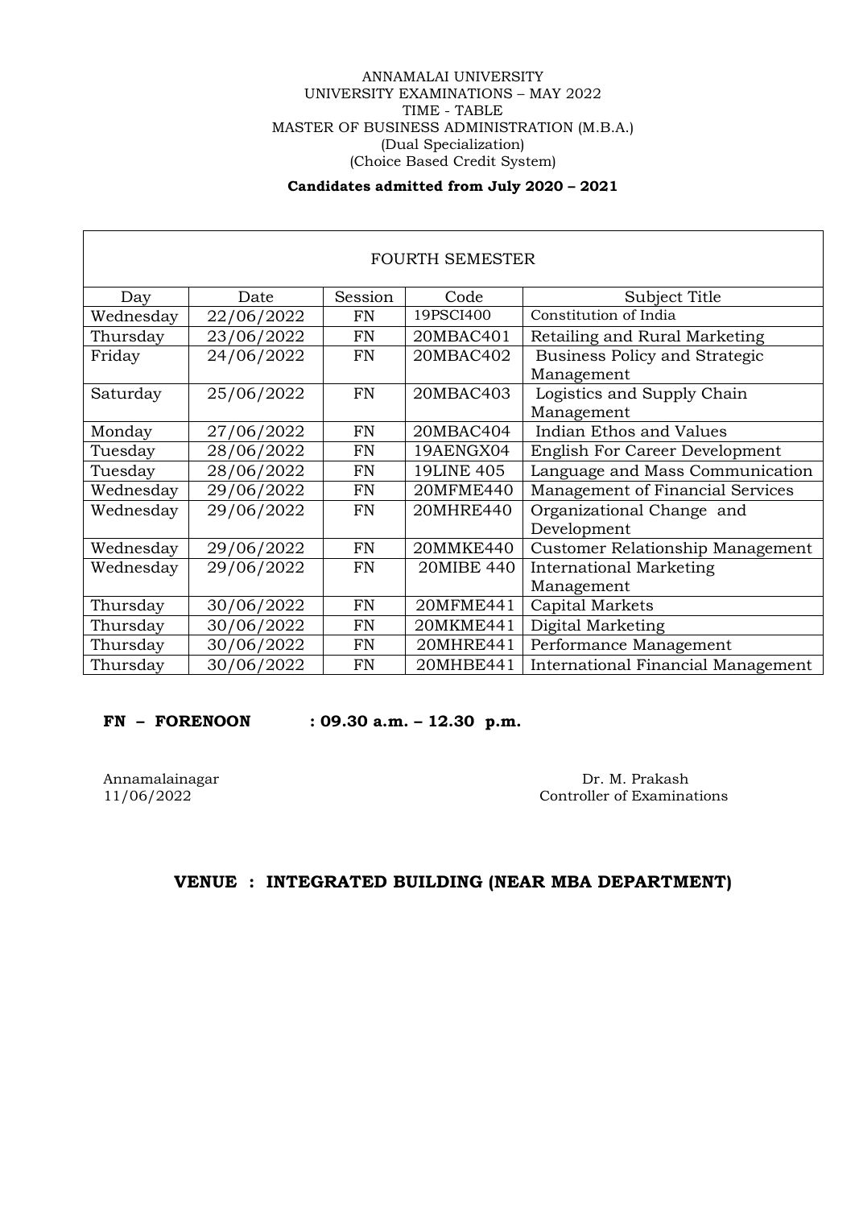ANNAMALAI UNIVERSITY
UNIVERSITY EXAMINATIONS – MAY 2022
TIME - TABLE
MASTER OF BUSINESS ADMINISTRATION (M.B.A.)
(Dual Specialization)
(Choice Based Credit System)

**Candidates admitted from July 2020 – 2021**

| FOURTH SEMESTER | | | | |
|---|---|---|---|---|
| Day | Date | Session | Code | Subject Title |
| Wednesday | 22/06/2022 | FN | 19PSCI400 | Constitution of India |
| Thursday | 23/06/2022 | FN | 20MBAC401 | Retailing and Rural Marketing |
| Friday | 24/06/2022 | FN | 20MBAC402 | Business Policy and Strategic Management |
| Saturday | 25/06/2022 | FN | 20MBAC403 | Logistics and Supply Chain Management |
| Monday | 27/06/2022 | FN | 20MBAC404 | Indian Ethos and Values |
| Tuesday | 28/06/2022 | FN | 19AENGX04 | English For Career Development |
| Tuesday | 28/06/2022 | FN | 19LINE 405 | Language and Mass Communication |
| Wednesday | 29/06/2022 | FN | 20MFME440 | Management of Financial Services |
| Wednesday | 29/06/2022 | FN | 20MHRE440 | Organizational Change and Development |
| Wednesday | 29/06/2022 | FN | 20MMKE440 | Customer Relationship Management |
| Wednesday | 29/06/2022 | FN | 20MIBE 440 | International Marketing Management |
| Thursday | 30/06/2022 | FN | 20MFME441 | Capital Markets |
| Thursday | 30/06/2022 | FN | 20MKME441 | Digital Marketing |
| Thursday | 30/06/2022 | FN | 20MHRE441 | Performance Management |
| Thursday | 30/06/2022 | FN | 20MHBE441 | International Financial Management |

**FN – FORENOON : 09.30 a.m. – 12.30 p.m.**

Annamalainagar
11/06/2022

Dr. M. Prakash
Controller of Examinations

**VENUE : INTEGRATED BUILDING (NEAR MBA DEPARTMENT)**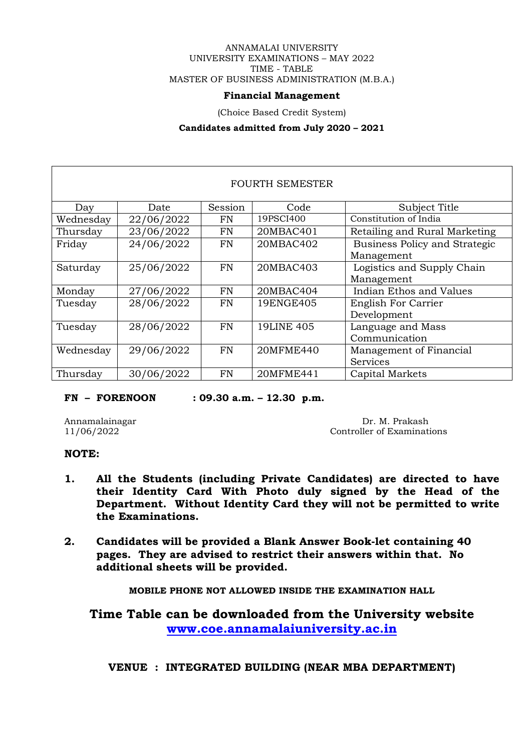ANNAMALAI UNIVERSITY
UNIVERSITY EXAMINATIONS – MAY 2022
TIME - TABLE
MASTER OF BUSINESS ADMINISTRATION (M.B.A.)

**Financial Management**

(Choice Based Credit System)

**Candidates admitted from July 2020 – 2021**

| FOURTH SEMESTER | | | | |
|---|---|---|---|---|
| Day | Date | Session | Code | Subject Title |
| Wednesday | 22/06/2022 | FN | 19PSCI400 | Constitution of India |
| Thursday | 23/06/2022 | FN | 20MBAC401 | Retailing and Rural Marketing |
| Friday | 24/06/2022 | FN | 20MBAC402 | Business Policy and Strategic Management |
| Saturday | 25/06/2022 | FN | 20MBAC403 | Logistics and Supply Chain Management |
| Monday | 27/06/2022 | FN | 20MBAC404 | Indian Ethos and Values |
| Tuesday | 28/06/2022 | FN | 19ENGE405 | English For Carrier Development |
| Tuesday | 28/06/2022 | FN | 19LINE 405 | Language and Mass Communication |
| Wednesday | 29/06/2022 | FN | 20MFME440 | Management of Financial Services |
| Thursday | 30/06/2022 | FN | 20MFME441 | Capital Markets |

**FN – FORENOON : 09.30 a.m. – 12.30 p.m.**

Annamalainagar
11/06/2022

Dr. M. Prakash
Controller of Examinations

**NOTE:**

1. **All the Students (including Private Candidates) are directed to have their Identity Card With Photo duly signed by the Head of the Department. Without Identity Card they will not be permitted to write the Examinations.**

2. **Candidates will be provided a Blank Answer Book-let containing 40 pages. They are advised to restrict their answers within that. No additional sheets will be provided.**

**MOBILE PHONE NOT ALLOWED INSIDE THE EXAMINATION HALL**

**Time Table can be downloaded from the University website www.coe.annamalaiuniversity.ac.in**

**VENUE : INTEGRATED BUILDING (NEAR MBA DEPARTMENT)**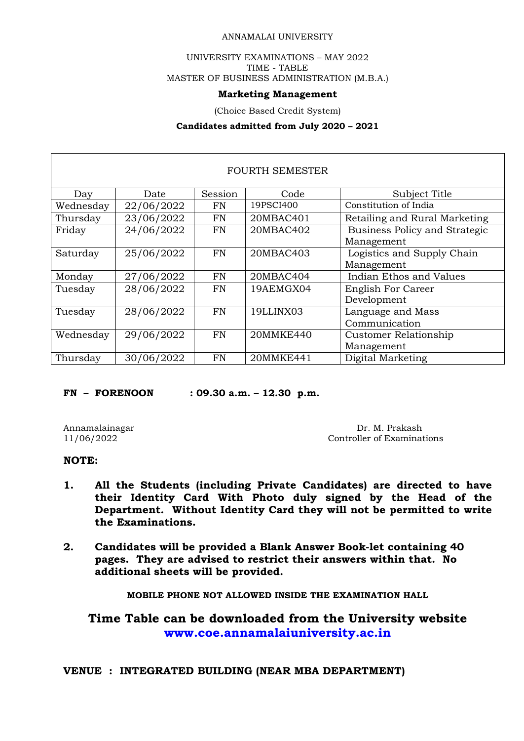ANNAMALAI UNIVERSITY

UNIVERSITY EXAMINATIONS – MAY 2022
TIME - TABLE
MASTER OF BUSINESS ADMINISTRATION (M.B.A.)

**Marketing Management**

(Choice Based Credit System)

**Candidates admitted from July 2020 – 2021**

| FOURTH SEMESTER | | | | |
|---|---|---|---|---|
| Day | Date | Session | Code | Subject Title |
| Wednesday | 22/06/2022 | FN | 19PSCI400 | Constitution of India |
| Thursday | 23/06/2022 | FN | 20MBAC401 | Retailing and Rural Marketing |
| Friday | 24/06/2022 | FN | 20MBAC402 | Business Policy and Strategic Management |
| Saturday | 25/06/2022 | FN | 20MBAC403 | Logistics and Supply Chain Management |
| Monday | 27/06/2022 | FN | 20MBAC404 | Indian Ethos and Values |
| Tuesday | 28/06/2022 | FN | 19AEMGX04 | English For Career Development |
| Tuesday | 28/06/2022 | FN | 19LLINX03 | Language and Mass Communication |
| Wednesday | 29/06/2022 | FN | 20MMKE440 | Customer Relationship Management |
| Thursday | 30/06/2022 | FN | 20MMKE441 | Digital Marketing |

**FN – FORENOON : 09.30 a.m. – 12.30 p.m.**

Annamalainagar
11/06/2022

Dr. M. Prakash
Controller of Examinations

**NOTE:**

1. **All the Students (including Private Candidates) are directed to have their Identity Card With Photo duly signed by the Head of the Department. Without Identity Card they will not be permitted to write the Examinations.**

2. **Candidates will be provided a Blank Answer Book-let containing 40 pages. They are advised to restrict their answers within that. No additional sheets will be provided.**

**MOBILE PHONE NOT ALLOWED INSIDE THE EXAMINATION HALL**

**Time Table can be downloaded from the University website www.coe.annamalaiuniversity.ac.in**

**VENUE : INTEGRATED BUILDING (NEAR MBA DEPARTMENT)**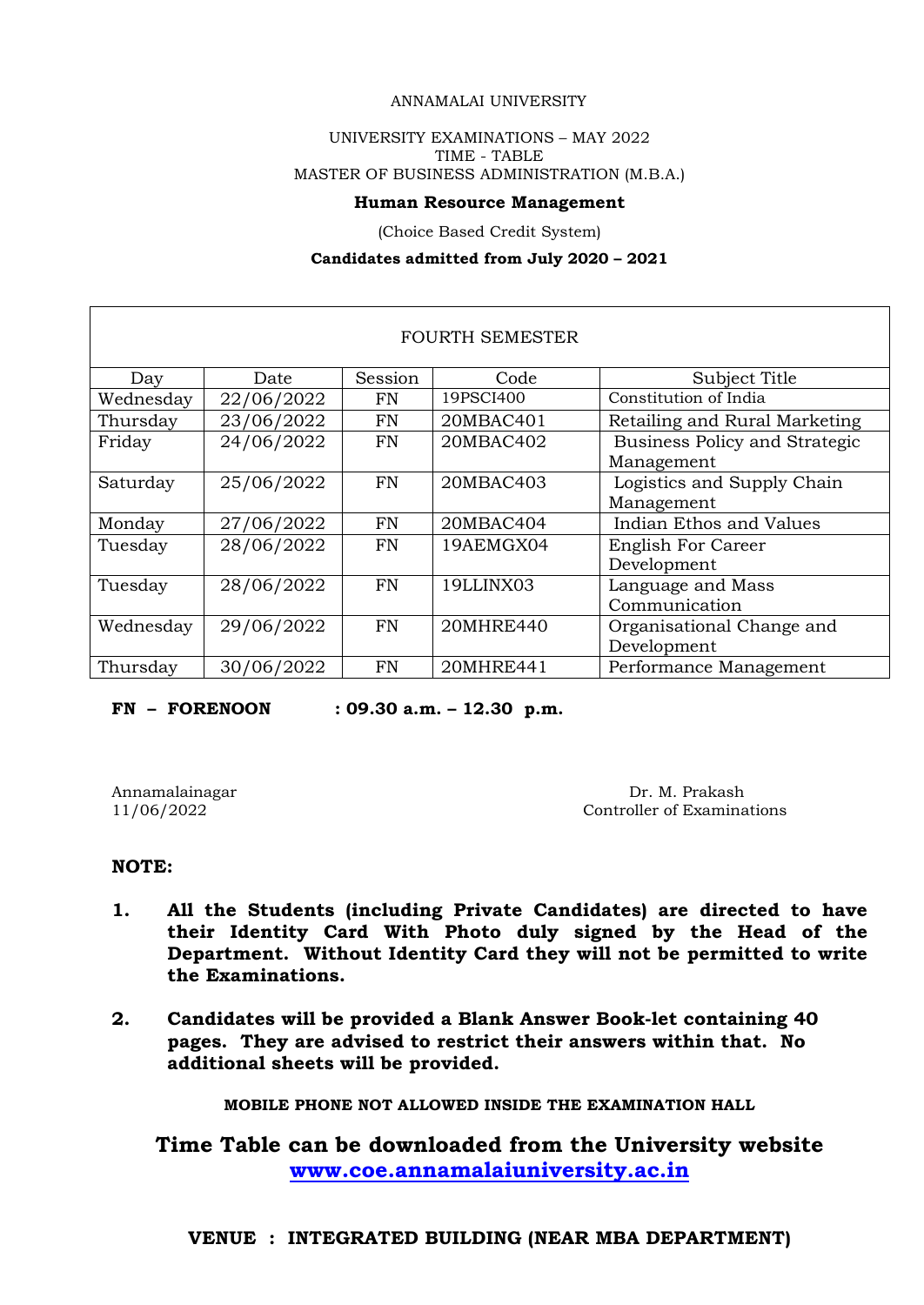ANNAMALAI UNIVERSITY

UNIVERSITY EXAMINATIONS – MAY 2022
TIME - TABLE
MASTER OF BUSINESS ADMINISTRATION (M.B.A.)

**Human Resource Management**

(Choice Based Credit System)

**Candidates admitted from July 2020 – 2021**

| FOURTH SEMESTER | | | | |
|---|---|---|---|---|
| Day | Date | Session | Code | Subject Title |
| Wednesday | 22/06/2022 | FN | 19PSCI400 | Constitution of India |
| Thursday | 23/06/2022 | FN | 20MBAC401 | Retailing and Rural Marketing |
| Friday | 24/06/2022 | FN | 20MBAC402 | Business Policy and Strategic Management |
| Saturday | 25/06/2022 | FN | 20MBAC403 | Logistics and Supply Chain Management |
| Monday | 27/06/2022 | FN | 20MBAC404 | Indian Ethos and Values |
| Tuesday | 28/06/2022 | FN | 19AEMGX04 | English For Career Development |
| Tuesday | 28/06/2022 | FN | 19LLINX03 | Language and Mass Communication |
| Wednesday | 29/06/2022 | FN | 20MHRE440 | Organisational Change and Development |
| Thursday | 30/06/2022 | FN | 20MHRE441 | Performance Management |

**FN – FORENOON : 09.30 a.m. – 12.30 p.m.**

Annamalainagar
11/06/2022

Dr. M. Prakash
Controller of Examinations

**NOTE:**

1. **All the Students (including Private Candidates) are directed to have their Identity Card With Photo duly signed by the Head of the Department. Without Identity Card they will not be permitted to write the Examinations.**

2. **Candidates will be provided a Blank Answer Book-let containing 40 pages. They are advised to restrict their answers within that. No additional sheets will be provided.**

**MOBILE PHONE NOT ALLOWED INSIDE THE EXAMINATION HALL**

**Time Table can be downloaded from the University website [www.coe.annamalaiuniversity.ac.in](http://www.coe.annamalaiuniversity.ac.in)**

**VENUE : INTEGRATED BUILDING (NEAR MBA DEPARTMENT)**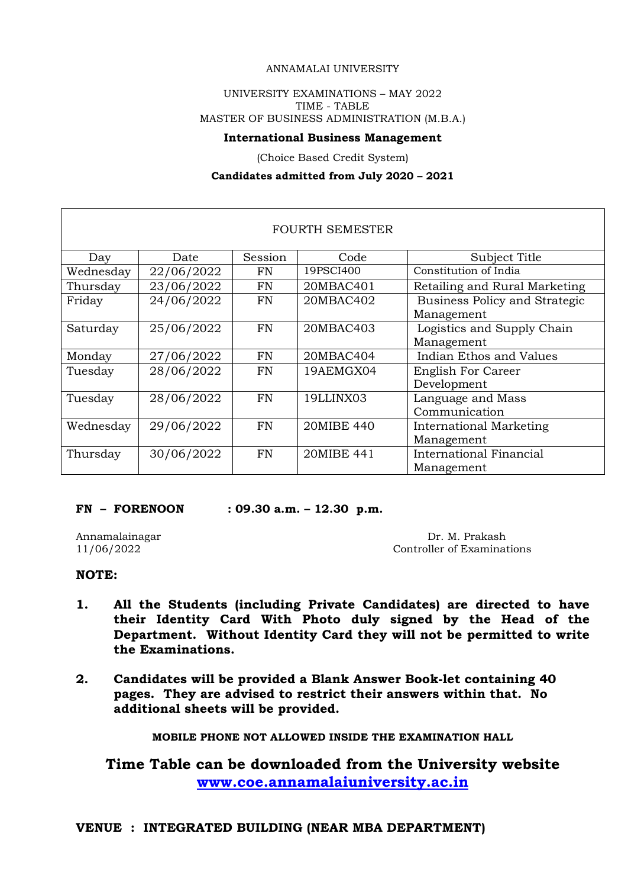ANNAMALAI UNIVERSITY

UNIVERSITY EXAMINATIONS – MAY 2022
TIME - TABLE
MASTER OF BUSINESS ADMINISTRATION (M.B.A.)

**International Business Management**

(Choice Based Credit System)

**Candidates admitted from July 2020 – 2021**

| FOURTH SEMESTER | | | | |
|---|---|---|---|---|
| Day | Date | Session | Code | Subject Title |
| Wednesday | 22/06/2022 | FN | 19PSCI400 | Constitution of India |
| Thursday | 23/06/2022 | FN | 20MBAC401 | Retailing and Rural Marketing |
| Friday | 24/06/2022 | FN | 20MBAC402 | Business Policy and Strategic Management |
| Saturday | 25/06/2022 | FN | 20MBAC403 | Logistics and Supply Chain Management |
| Monday | 27/06/2022 | FN | 20MBAC404 | Indian Ethos and Values |
| Tuesday | 28/06/2022 | FN | 19AEMGX04 | English For Career Development |
| Tuesday | 28/06/2022 | FN | 19LLINX03 | Language and Mass Communication |
| Wednesday | 29/06/2022 | FN | 20MIBE 440 | International Marketing Management |
| Thursday | 30/06/2022 | FN | 20MIBE 441 | International Financial Management |

**FN – FORENOON : 09.30 a.m. – 12.30 p.m.**

Annamalainagar
11/06/2022

Dr. M. Prakash
Controller of Examinations

**NOTE:**

1. **All the Students (including Private Candidates) are directed to have their Identity Card With Photo duly signed by the Head of the Department. Without Identity Card they will not be permitted to write the Examinations.**
2. **Candidates will be provided a Blank Answer Book-let containing 40 pages. They are advised to restrict their answers within that. No additional sheets will be provided.**

**MOBILE PHONE NOT ALLOWED INSIDE THE EXAMINATION HALL**

**Time Table can be downloaded from the University website [www.coe.annamalaiuniversity.ac.in](http://www.coe.annamalaiuniversity.ac.in)**

**VENUE : INTEGRATED BUILDING (NEAR MBA DEPARTMENT)**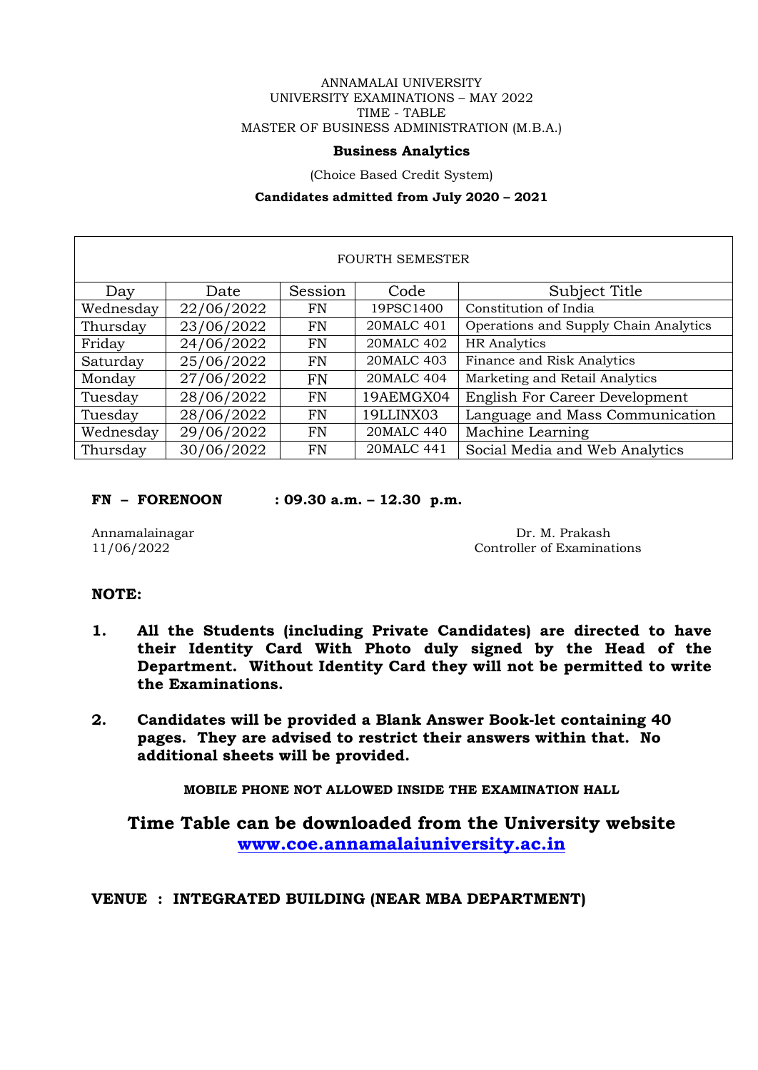ANNAMALAI UNIVERSITY
UNIVERSITY EXAMINATIONS – MAY 2022
TIME - TABLE
MASTER OF BUSINESS ADMINISTRATION (M.B.A.)

**Business Analytics**

(Choice Based Credit System)

**Candidates admitted from July 2020 – 2021**

| FOURTH SEMESTER | | | | |
|---|---|---|---|---|
| Day | Date | Session | Code | Subject Title |
| Wednesday | 22/06/2022 | FN | 19PSC1400 | Constitution of India |
| Thursday | 23/06/2022 | FN | 20MALC 401 | Operations and Supply Chain Analytics |
| Friday | 24/06/2022 | FN | 20MALC 402 | HR Analytics |
| Saturday | 25/06/2022 | FN | 20MALC 403 | Finance and Risk Analytics |
| Monday | 27/06/2022 | FN | 20MALC 404 | Marketing and Retail Analytics |
| Tuesday | 28/06/2022 | FN | 19AEMGX04 | English For Career Development |
| Tuesday | 28/06/2022 | FN | 19LLINX03 | Language and Mass Communication |
| Wednesday | 29/06/2022 | FN | 20MALC 440 | Machine Learning |
| Thursday | 30/06/2022 | FN | 20MALC 441 | Social Media and Web Analytics |

**FN – FORENOON : 09.30 a.m. – 12.30 p.m.**

Annamalainagar
11/06/2022

Dr. M. Prakash
Controller of Examinations

**NOTE:**

1. **All the Students (including Private Candidates) are directed to have their Identity Card With Photo duly signed by the Head of the Department. Without Identity Card they will not be permitted to write the Examinations.**
2. **Candidates will be provided a Blank Answer Book-let containing 40 pages. They are advised to restrict their answers within that. No additional sheets will be provided.**

**MOBILE PHONE NOT ALLOWED INSIDE THE EXAMINATION HALL**

**Time Table can be downloaded from the University website [www.coe.annamalaiuniversity.ac.in](http://www.coe.annamalaiuniversity.ac.in)**

**VENUE : INTEGRATED BUILDING (NEAR MBA DEPARTMENT)**